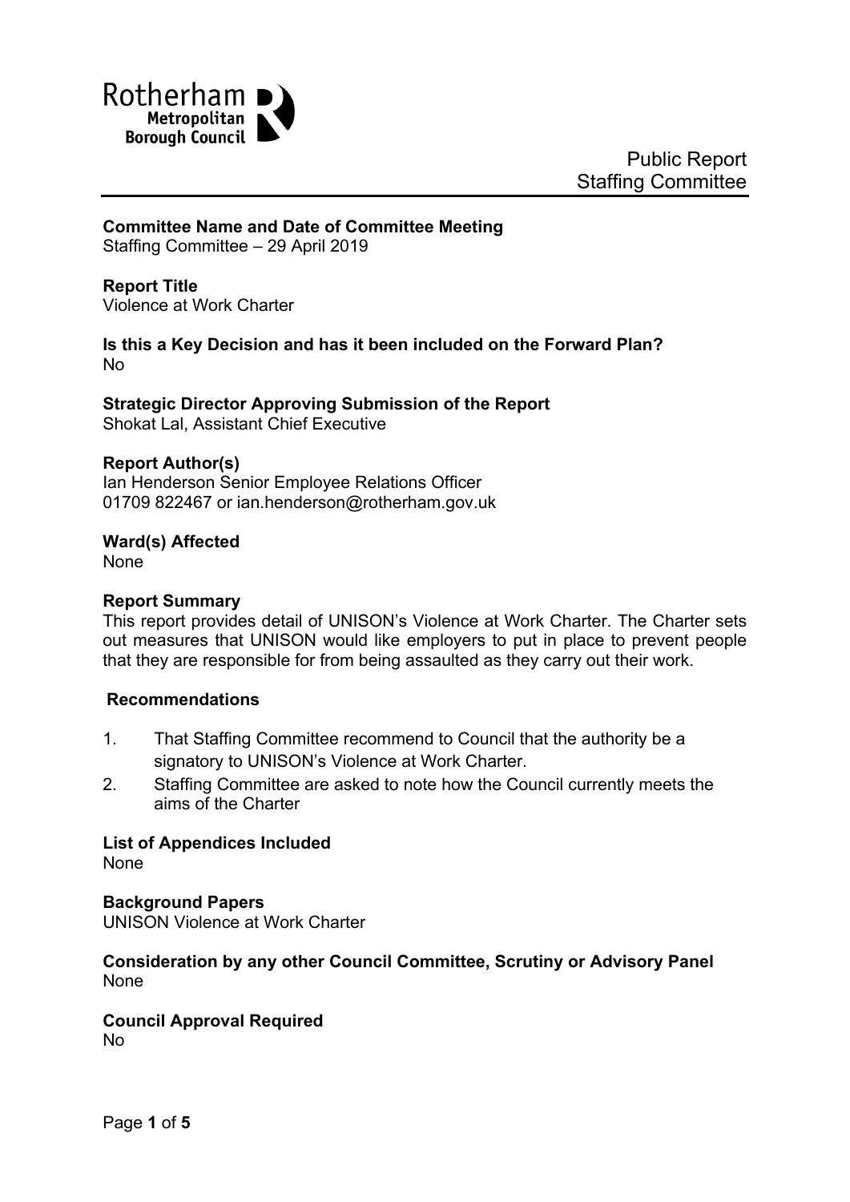Rotherham Metropolitan Borough Council

Public Report
Staffing Committee

**Committee Name and Date of Committee Meeting**
Staffing Committee – 29 April 2019

**Report Title**
Violence at Work Charter

**Is this a Key Decision and has it been included on the Forward Plan?**
No

**Strategic Director Approving Submission of the Report**
Shokat Lal, Assistant Chief Executive

**Report Author(s)**
Ian Henderson Senior Employee Relations Officer
01709 822467 or ian.henderson@rotherham.gov.uk

**Ward(s) Affected**
None

**Report Summary**
This report provides detail of UNISON's Violence at Work Charter. The Charter sets out measures that UNISON would like employers to put in place to prevent people that they are responsible for from being assaulted as they carry out their work.

**Recommendations**

1. That Staffing Committee recommend to Council that the authority be a signatory to UNISON's Violence at Work Charter.
2. Staffing Committee are asked to note how the Council currently meets the aims of the Charter

**List of Appendices Included**
None

**Background Papers**
UNISON Violence at Work Charter

**Consideration by any other Council Committee, Scrutiny or Advisory Panel**
None

**Council Approval Required**
No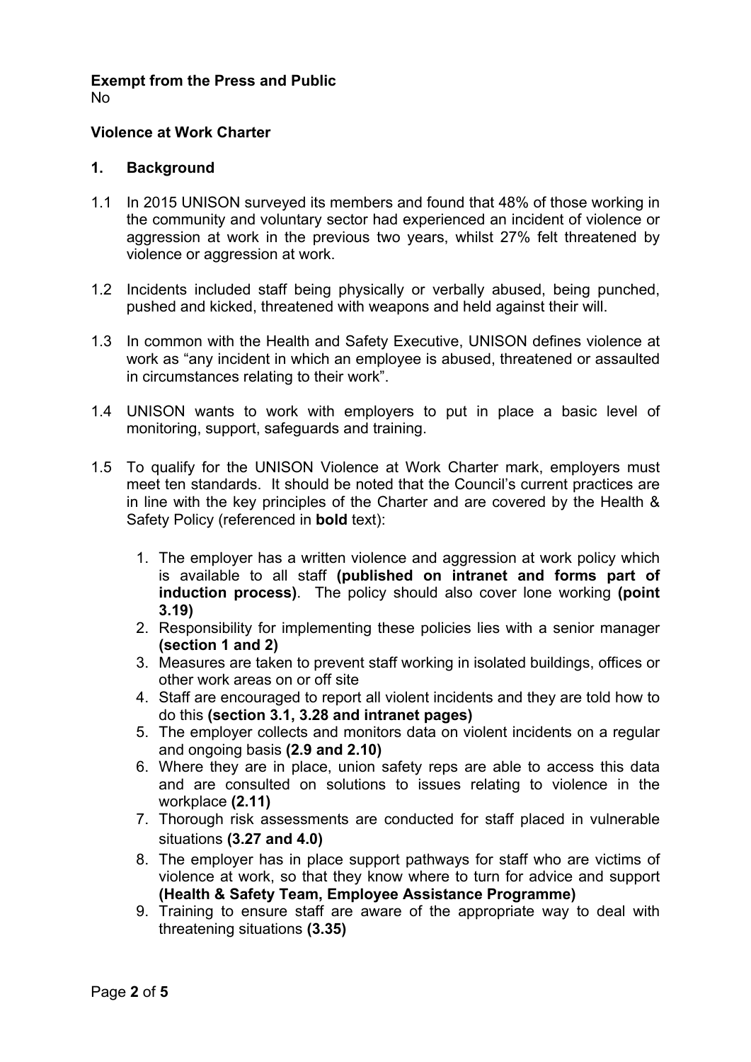**Exempt from the Press and Public**
No

**Violence at Work Charter**

## 1. Background

1.1 In 2015 UNISON surveyed its members and found that 48% of those working in the community and voluntary sector had experienced an incident of violence or aggression at work in the previous two years, whilst 27% felt threatened by violence or aggression at work.

1.2 Incidents included staff being physically or verbally abused, being punched, pushed and kicked, threatened with weapons and held against their will.

1.3 In common with the Health and Safety Executive, UNISON defines violence at work as "any incident in which an employee is abused, threatened or assaulted in circumstances relating to their work".

1.4 UNISON wants to work with employers to put in place a basic level of monitoring, support, safeguards and training.

1.5 To qualify for the UNISON Violence at Work Charter mark, employers must meet ten standards. It should be noted that the Council's current practices are in line with the key principles of the Charter and are covered by the Health & Safety Policy (referenced in **bold** text):

1. The employer has a written violence and aggression at work policy which is available to all staff **(published on intranet and forms part of induction process)**. The policy should also cover lone working **(point 3.19)**
2. Responsibility for implementing these policies lies with a senior manager **(section 1 and 2)**
3. Measures are taken to prevent staff working in isolated buildings, offices or other work areas on or off site
4. Staff are encouraged to report all violent incidents and they are told how to do this **(section 3.1, 3.28 and intranet pages)**
5. The employer collects and monitors data on violent incidents on a regular and ongoing basis **(2.9 and 2.10)**
6. Where they are in place, union safety reps are able to access this data and are consulted on solutions to issues relating to violence in the workplace **(2.11)**
7. Thorough risk assessments are conducted for staff placed in vulnerable situations **(3.27 and 4.0)**
8. The employer has in place support pathways for staff who are victims of violence at work, so that they know where to turn for advice and support **(Health & Safety Team, Employee Assistance Programme)**
9. Training to ensure staff are aware of the appropriate way to deal with threatening situations **(3.35)**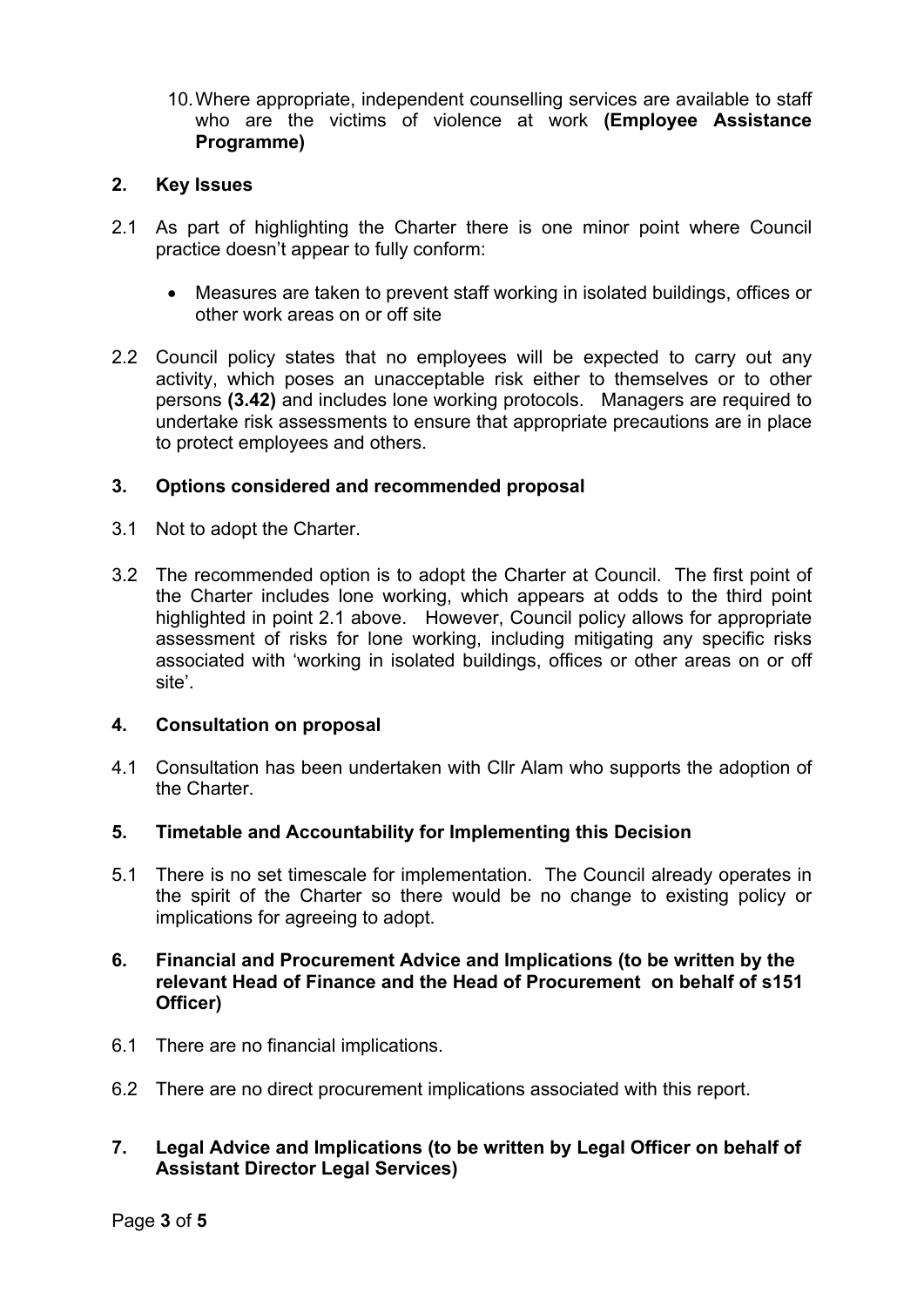10. Where appropriate, independent counselling services are available to staff who are the victims of violence at work **(Employee Assistance Programme)**

## 2. Key Issues

2.1 As part of highlighting the Charter there is one minor point where Council practice doesn't appear to fully conform:

- Measures are taken to prevent staff working in isolated buildings, offices or other work areas on or off site

2.2 Council policy states that no employees will be expected to carry out any activity, which poses an unacceptable risk either to themselves or to other persons **(3.42)** and includes lone working protocols. Managers are required to undertake risk assessments to ensure that appropriate precautions are in place to protect employees and others.

## 3. Options considered and recommended proposal

3.1 Not to adopt the Charter.

3.2 The recommended option is to adopt the Charter at Council. The first point of the Charter includes lone working, which appears at odds to the third point highlighted in point 2.1 above. However, Council policy allows for appropriate assessment of risks for lone working, including mitigating any specific risks associated with 'working in isolated buildings, offices or other areas on or off site'.

## 4. Consultation on proposal

4.1 Consultation has been undertaken with Cllr Alam who supports the adoption of the Charter.

## 5. Timetable and Accountability for Implementing this Decision

5.1 There is no set timescale for implementation. The Council already operates in the spirit of the Charter so there would be no change to existing policy or implications for agreeing to adopt.

## 6. Financial and Procurement Advice and Implications (to be written by the relevant Head of Finance and the Head of Procurement on behalf of s151 Officer)

6.1 There are no financial implications.

6.2 There are no direct procurement implications associated with this report.

## 7. Legal Advice and Implications (to be written by Legal Officer on behalf of Assistant Director Legal Services)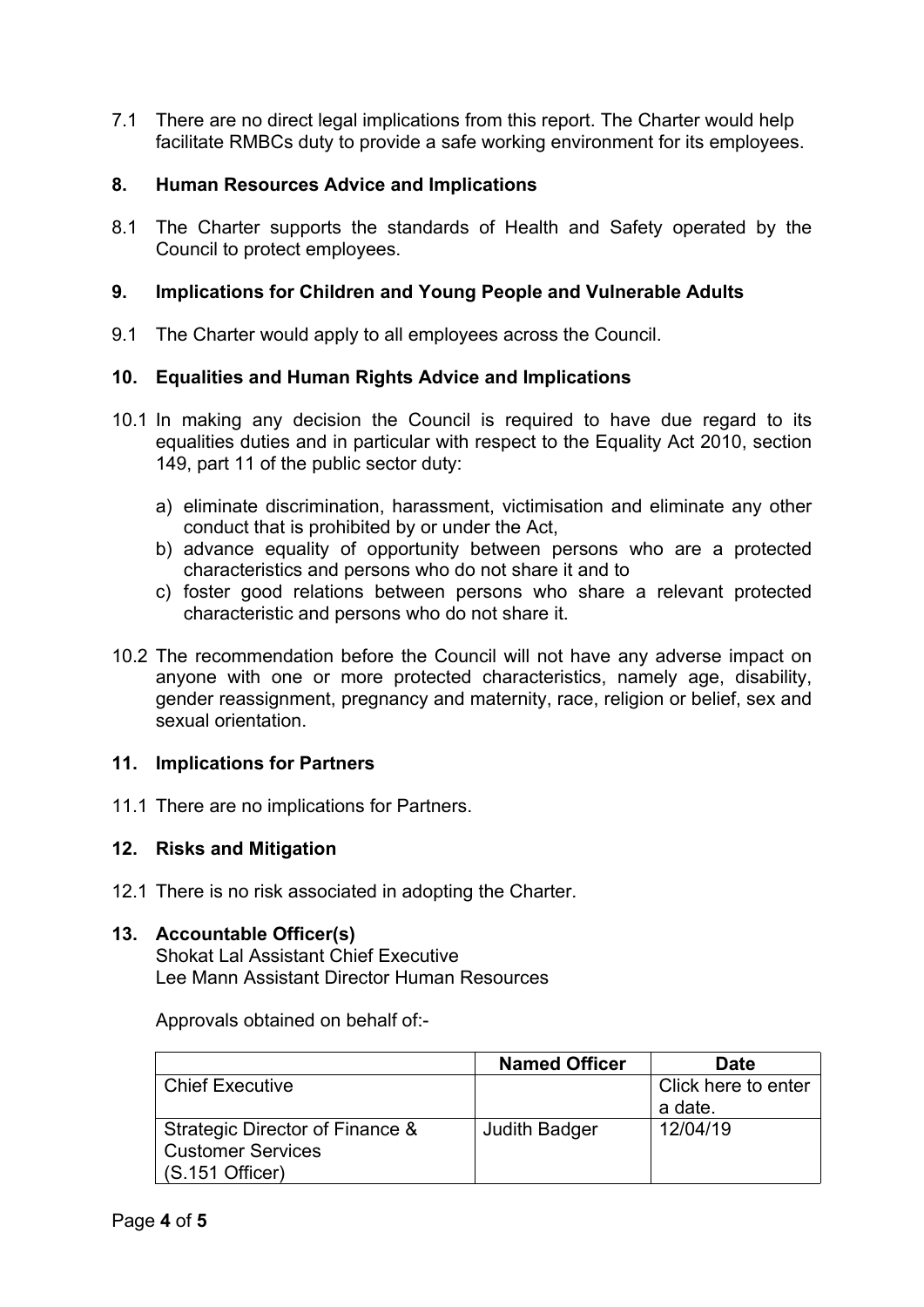7.1 There are no direct legal implications from this report. The Charter would help facilitate RMBCs duty to provide a safe working environment for its employees.

## 8. Human Resources Advice and Implications

8.1 The Charter supports the standards of Health and Safety operated by the Council to protect employees.

## 9. Implications for Children and Young People and Vulnerable Adults

9.1 The Charter would apply to all employees across the Council.

## 10. Equalities and Human Rights Advice and Implications

10.1 In making any decision the Council is required to have due regard to its equalities duties and in particular with respect to the Equality Act 2010, section 149, part 11 of the public sector duty:

a) eliminate discrimination, harassment, victimisation and eliminate any other conduct that is prohibited by or under the Act,
b) advance equality of opportunity between persons who are a protected characteristics and persons who do not share it and to
c) foster good relations between persons who share a relevant protected characteristic and persons who do not share it.

10.2 The recommendation before the Council will not have any adverse impact on anyone with one or more protected characteristics, namely age, disability, gender reassignment, pregnancy and maternity, race, religion or belief, sex and sexual orientation.

## 11. Implications for Partners

11.1 There are no implications for Partners.

## 12. Risks and Mitigation

12.1 There is no risk associated in adopting the Charter.

## 13. Accountable Officer(s)

Shokat Lal Assistant Chief Executive
Lee Mann Assistant Director Human Resources

Approvals obtained on behalf of:-

| | Named Officer | Date |
|---|---|---|
| Chief Executive | | Click here to enter a date. |
| Strategic Director of Finance & Customer Services (S.151 Officer) | Judith Badger | 12/04/19 |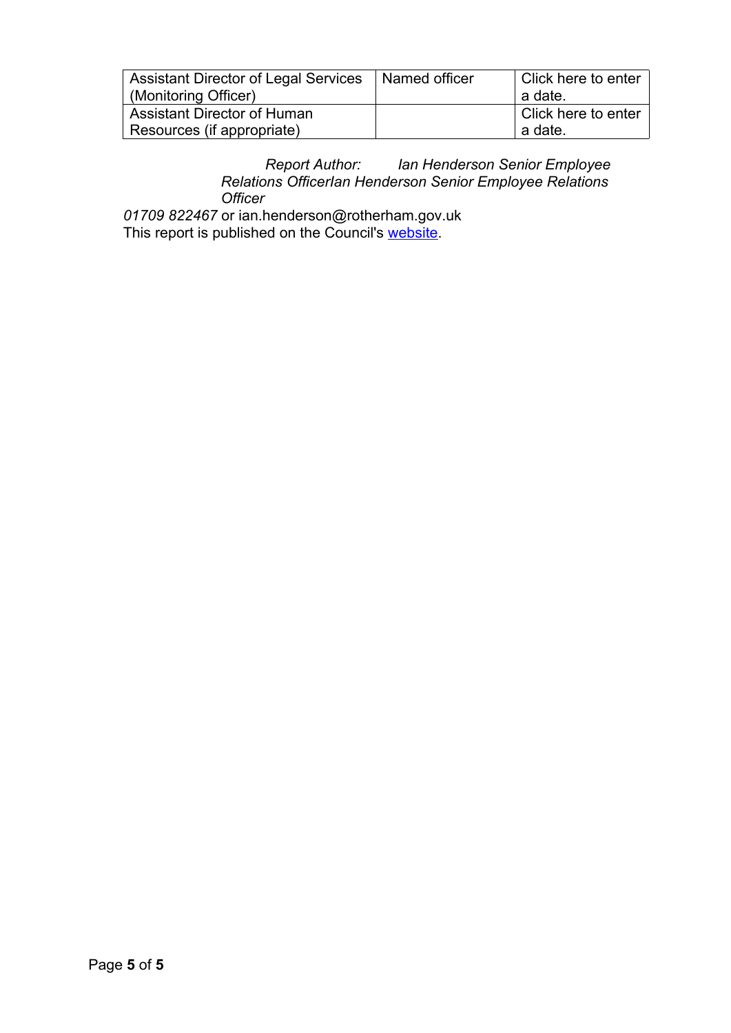| | | |
|---|---|---|
| Assistant Director of Legal Services (Monitoring Officer) | Named officer | Click here to enter a date. |
| Assistant Director of Human Resources (if appropriate) | | Click here to enter a date. |

*Report Author: Ian Henderson Senior Employee Relations OfficerIan Henderson Senior Employee Relations Officer*

*01709 822467* or ian.henderson@rotherham.gov.uk
This report is published on the Council's [website](website).